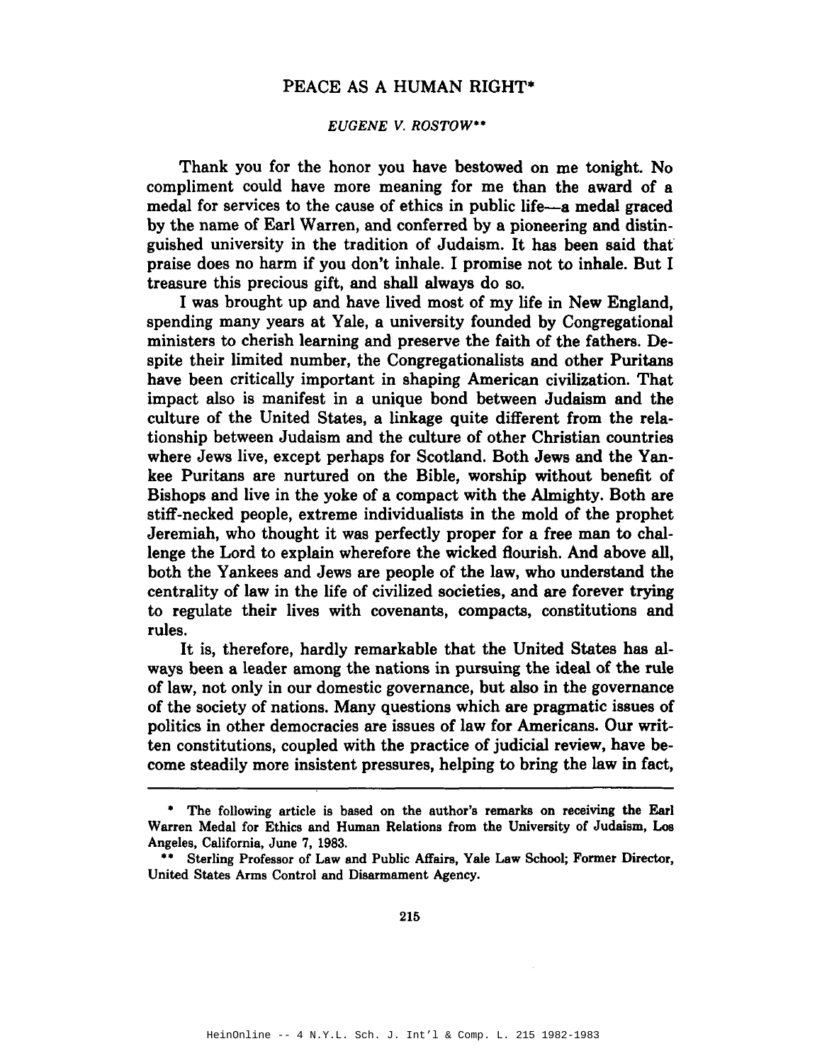# PEACE AS A HUMAN RIGHT*

*EUGENE V. ROSTOW***

Thank you for the honor you have bestowed on me tonight. No compliment could have more meaning for me than the award of a medal for services to the cause of ethics in public life—a medal graced by the name of Earl Warren, and conferred by a pioneering and distinguished university in the tradition of Judaism. It has been said that praise does no harm if you don't inhale. I promise not to inhale. But I treasure this precious gift, and shall always do so.

I was brought up and have lived most of my life in New England, spending many years at Yale, a university founded by Congregational ministers to cherish learning and preserve the faith of the fathers. Despite their limited number, the Congregationalists and other Puritans have been critically important in shaping American civilization. That impact also is manifest in a unique bond between Judaism and the culture of the United States, a linkage quite different from the relationship between Judaism and the culture of other Christian countries where Jews live, except perhaps for Scotland. Both Jews and the Yankee Puritans are nurtured on the Bible, worship without benefit of Bishops and live in the yoke of a compact with the Almighty. Both are stiff-necked people, extreme individualists in the mold of the prophet Jeremiah, who thought it was perfectly proper for a free man to challenge the Lord to explain wherefore the wicked flourish. And above all, both the Yankees and Jews are people of the law, who understand the centrality of law in the life of civilized societies, and are forever trying to regulate their lives with covenants, compacts, constitutions and rules.

It is, therefore, hardly remarkable that the United States has always been a leader among the nations in pursuing the ideal of the rule of law, not only in our domestic governance, but also in the governance of the society of nations. Many questions which are pragmatic issues of politics in other democracies are issues of law for Americans. Our written constitutions, coupled with the practice of judicial review, have become steadily more insistent pressures, helping to bring the law in fact,

---

\* The following article is based on the author's remarks on receiving the Earl Warren Medal for Ethics and Human Relations from the University of Judaism, Los Angeles, California, June 7, 1983.

\*\* Sterling Professor of Law and Public Affairs, Yale Law School; Former Director, United States Arms Control and Disarmament Agency.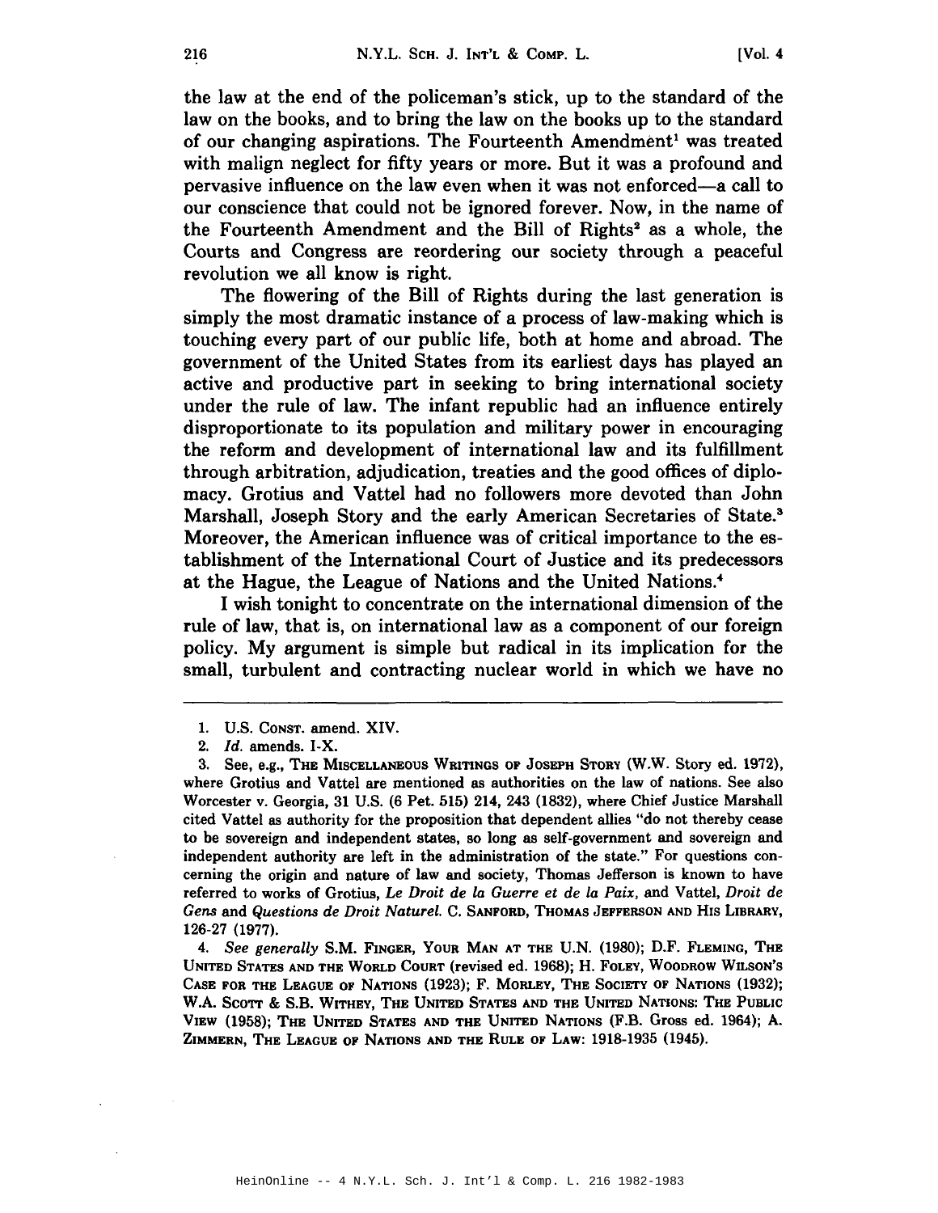the law at the end of the policeman's stick, up to the standard of the law on the books, and to bring the law on the books up to the standard of our changing aspirations. The Fourteenth Amendment[1] was treated with malign neglect for fifty years or more. But it was a profound and pervasive influence on the law even when it was not enforced—a call to our conscience that could not be ignored forever. Now, in the name of the Fourteenth Amendment and the Bill of Rights[2] as a whole, the Courts and Congress are reordering our society through a peaceful revolution we all know is right.

The flowering of the Bill of Rights during the last generation is simply the most dramatic instance of a process of law-making which is touching every part of our public life, both at home and abroad. The government of the United States from its earliest days has played an active and productive part in seeking to bring international society under the rule of law. The infant republic had an influence entirely disproportionate to its population and military power in encouraging the reform and development of international law and its fulfillment through arbitration, adjudication, treaties and the good offices of diplomacy. Grotius and Vattel had no followers more devoted than John Marshall, Joseph Story and the early American Secretaries of State.[3] Moreover, the American influence was of critical importance to the establishment of the International Court of Justice and its predecessors at the Hague, the League of Nations and the United Nations.[4]

I wish tonight to concentrate on the international dimension of the rule of law, that is, on international law as a component of our foreign policy. My argument is simple but radical in its implication for the small, turbulent and contracting nuclear world in which we have no

---

1. U.S. CONST. amend. XIV.

2. *Id.* amends. I-X.

3. See, e.g., THE MISCELLANEOUS WRITINGS OF JOSEPH STORY (W.W. Story ed. 1972), where Grotius and Vattel are mentioned as authorities on the law of nations. See also Worcester v. Georgia, 31 U.S. (6 Pet. 515) 214, 243 (1832), where Chief Justice Marshall cited Vattel as authority for the proposition that dependent allies "do not thereby cease to be sovereign and independent states, so long as self-government and sovereign and independent authority are left in the administration of the state." For questions concerning the origin and nature of law and society, Thomas Jefferson is known to have referred to works of Grotius, *Le Droit de la Guerre et de la Paix*, and Vattel, *Droit de Gens* and *Questions de Droit Naturel*. C. SANFORD, THOMAS JEFFERSON AND HIS LIBRARY, 126-27 (1977).

4. *See generally* S.M. FINGER, YOUR MAN AT THE U.N. (1980); D.F. FLEMING, THE UNITED STATES AND THE WORLD COURT (revised ed. 1968); H. FOLEY, WOODROW WILSON'S CASE FOR THE LEAGUE OF NATIONS (1923); F. MORLEY, THE SOCIETY OF NATIONS (1932); W.A. SCOTT & S.B. WITHEY, THE UNITED STATES AND THE UNITED NATIONS: THE PUBLIC VIEW (1958); THE UNITED STATES AND THE UNITED NATIONS (F.B. Gross ed. 1964); A. ZIMMERN, THE LEAGUE OF NATIONS AND THE RULE OF LAW: 1918-1935 (1945).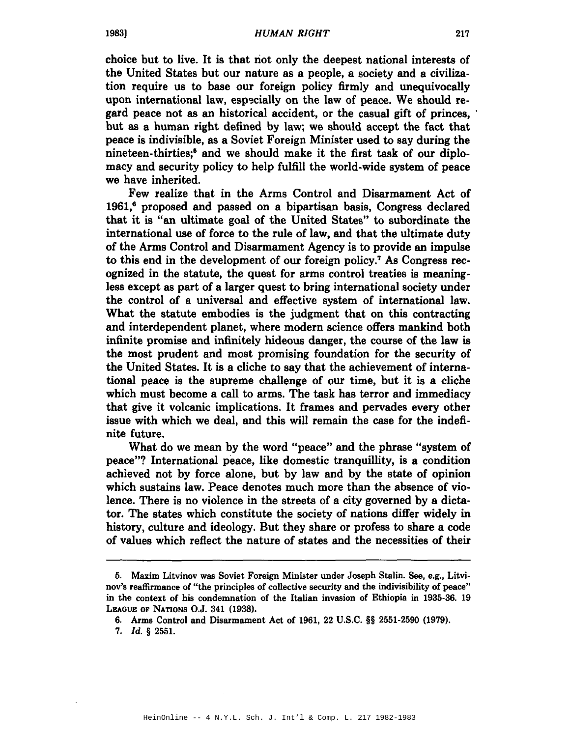choice but to live. It is that not only the deepest national interests of the United States but our nature as a people, a society and a civilization require us to base our foreign policy firmly and unequivocally upon international law, especially on the law of peace. We should regard peace not as an historical accident, or the casual gift of princes, but as a human right defined by law; we should accept the fact that peace is indivisible, as a Soviet Foreign Minister used to say during the nineteen-thirties;[5] and we should make it the first task of our diplomacy and security policy to help fulfill the world-wide system of peace we have inherited.

Few realize that in the Arms Control and Disarmament Act of 1961,[6] proposed and passed on a bipartisan basis, Congress declared that it is "an ultimate goal of the United States" to subordinate the international use of force to the rule of law, and that the ultimate duty of the Arms Control and Disarmament Agency is to provide an impulse to this end in the development of our foreign policy.[7] As Congress recognized in the statute, the quest for arms control treaties is meaningless except as part of a larger quest to bring international society under the control of a universal and effective system of international law. What the statute embodies is the judgment that on this contracting and interdependent planet, where modern science offers mankind both infinite promise and infinitely hideous danger, the course of the law is the most prudent and most promising foundation for the security of the United States. It is a cliche to say that the achievement of international peace is the supreme challenge of our time, but it is a cliche which must become a call to arms. The task has terror and immediacy that give it volcanic implications. It frames and pervades every other issue with which we deal, and this will remain the case for the indefinite future.

What do we mean by the word "peace" and the phrase "system of peace"? International peace, like domestic tranquillity, is a condition achieved not by force alone, but by law and by the state of opinion which sustains law. Peace denotes much more than the absence of violence. There is no violence in the streets of a city governed by a dictator. The states which constitute the society of nations differ widely in history, culture and ideology. But they share or profess to share a code of values which reflect the nature of states and the necessities of their

---

5. Maxim Litvinov was Soviet Foreign Minister under Joseph Stalin. See, e.g., Litvinov's reaffirmance of "the principles of collective security and the indivisibility of peace" in the context of his condemnation of the Italian invasion of Ethiopia in 1935-36. 19 League of Nations O.J. 341 (1938).

6. Arms Control and Disarmament Act of 1961, 22 U.S.C. §§ 2551-2590 (1979).

7. *Id.* § 2551.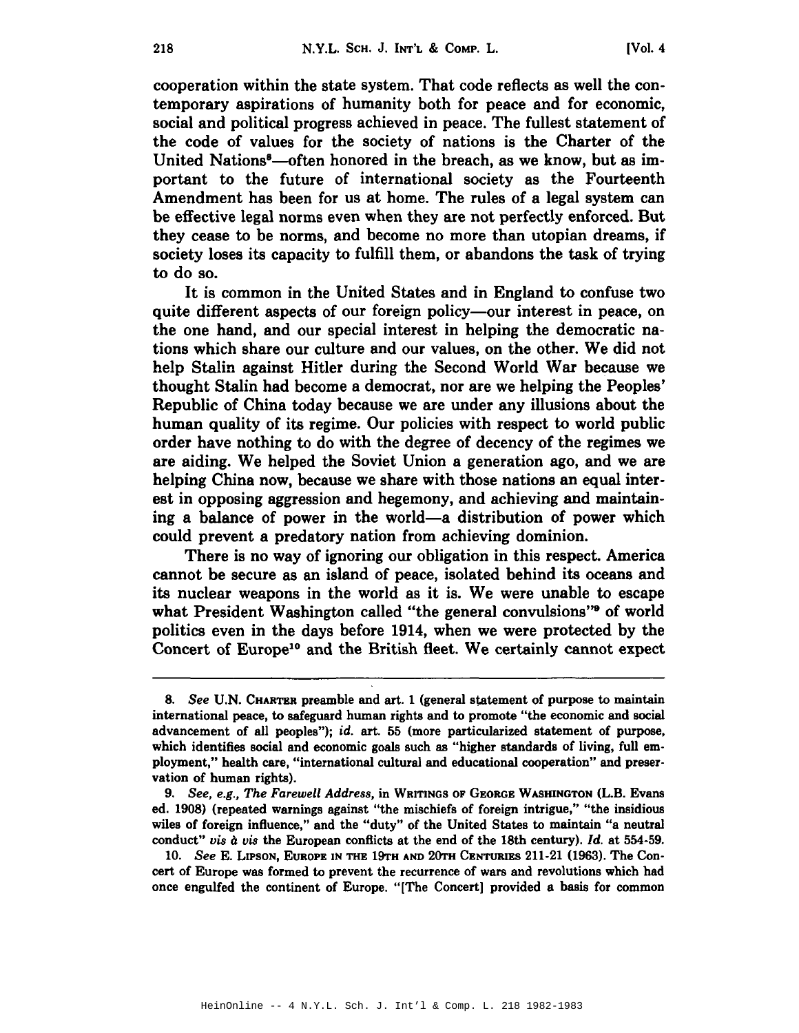cooperation within the state system. That code reflects as well the contemporary aspirations of humanity both for peace and for economic, social and political progress achieved in peace. The fullest statement of the code of values for the society of nations is the Charter of the United Nations[8]—often honored in the breach, as we know, but as important to the future of international society as the Fourteenth Amendment has been for us at home. The rules of a legal system can be effective legal norms even when they are not perfectly enforced. But they cease to be norms, and become no more than utopian dreams, if society loses its capacity to fulfill them, or abandons the task of trying to do so.

It is common in the United States and in England to confuse two quite different aspects of our foreign policy—our interest in peace, on the one hand, and our special interest in helping the democratic nations which share our culture and our values, on the other. We did not help Stalin against Hitler during the Second World War because we thought Stalin had become a democrat, nor are we helping the Peoples' Republic of China today because we are under any illusions about the human quality of its regime. Our policies with respect to world public order have nothing to do with the degree of decency of the regimes we are aiding. We helped the Soviet Union a generation ago, and we are helping China now, because we share with those nations an equal interest in opposing aggression and hegemony, and achieving and maintaining a balance of power in the world—a distribution of power which could prevent a predatory nation from achieving dominion.

There is no way of ignoring our obligation in this respect. America cannot be secure as an island of peace, isolated behind its oceans and its nuclear weapons in the world as it is. We were unable to escape what President Washington called "the general convulsions"[9] of world politics even in the days before 1914, when we were protected by the Concert of Europe[10] and the British fleet. We certainly cannot expect

---

8. *See* U.N. CHARTER preamble and art. 1 (general statement of purpose to maintain international peace, to safeguard human rights and to promote "the economic and social advancement of all peoples"); *id.* art. 55 (more particularized statement of purpose, which identifies social and economic goals such as "higher standards of living, full employment," health care, "international cultural and educational cooperation" and preservation of human rights).

9. *See, e.g., The Farewell Address*, in WRITINGS OF GEORGE WASHINGTON (L.B. Evans ed. 1908) (repeated warnings against "the mischiefs of foreign intrigue," "the insidious wiles of foreign influence," and the "duty" of the United States to maintain "a neutral conduct" *vis à vis* the European conflicts at the end of the 18th century). *Id.* at 554-59.

10. *See* E. LIPSON, EUROPE IN THE 19TH AND 20TH CENTURIES 211-21 (1963). The Concert of Europe was formed to prevent the recurrence of wars and revolutions which had once engulfed the continent of Europe. "[The Concert] provided a basis for common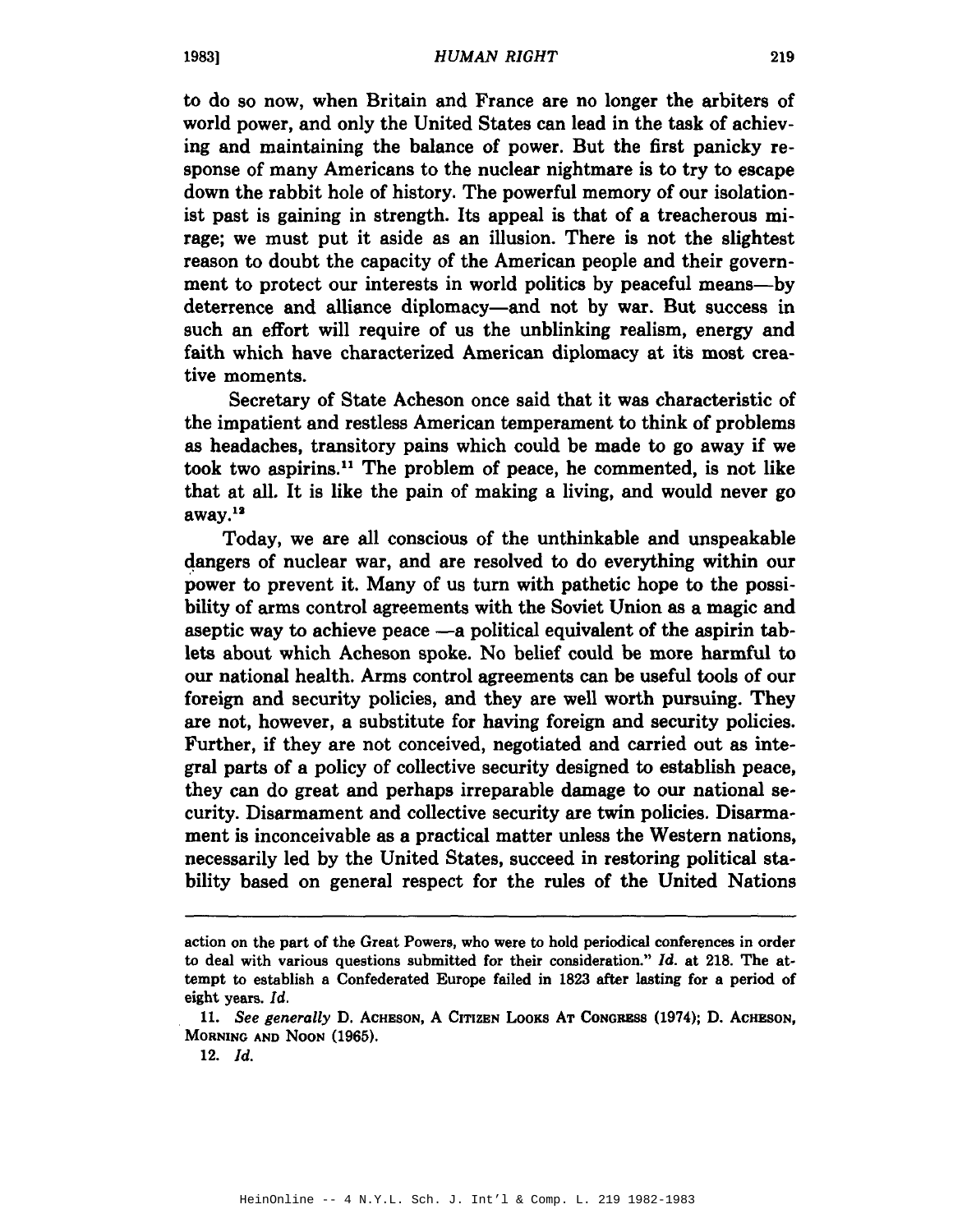to do so now, when Britain and France are no longer the arbiters of world power, and only the United States can lead in the task of achieving and maintaining the balance of power. But the first panicky response of many Americans to the nuclear nightmare is to try to escape down the rabbit hole of history. The powerful memory of our isolationist past is gaining in strength. Its appeal is that of a treacherous mirage; we must put it aside as an illusion. There is not the slightest reason to doubt the capacity of the American people and their government to protect our interests in world politics by peaceful means—by deterrence and alliance diplomacy—and not by war. But success in such an effort will require of us the unblinking realism, energy and faith which have characterized American diplomacy at its most creative moments.

Secretary of State Acheson once said that it was characteristic of the impatient and restless American temperament to think of problems as headaches, transitory pains which could be made to go away if we took two aspirins.[11] The problem of peace, he commented, is not like that at all. It is like the pain of making a living, and would never go away.[12]

Today, we are all conscious of the unthinkable and unspeakable dangers of nuclear war, and are resolved to do everything within our power to prevent it. Many of us turn with pathetic hope to the possibility of arms control agreements with the Soviet Union as a magic and aseptic way to achieve peace —a political equivalent of the aspirin tablets about which Acheson spoke. No belief could be more harmful to our national health. Arms control agreements can be useful tools of our foreign and security policies, and they are well worth pursuing. They are not, however, a substitute for having foreign and security policies. Further, if they are not conceived, negotiated and carried out as integral parts of a policy of collective security designed to establish peace, they can do great and perhaps irreparable damage to our national security. Disarmament and collective security are twin policies. Disarmament is inconceivable as a practical matter unless the Western nations, necessarily led by the United States, succeed in restoring political stability based on general respect for the rules of the United Nations

---

action on the part of the Great Powers, who were to hold periodical conferences in order to deal with various questions submitted for their consideration." *Id.* at 218. The attempt to establish a Confederated Europe failed in 1823 after lasting for a period of eight years. *Id.*

11. *See generally* D. ACHESON, A CITIZEN LOOKS AT CONGRESS (1974); D. ACHESON, MORNING AND NOON (1965).

12. *Id.*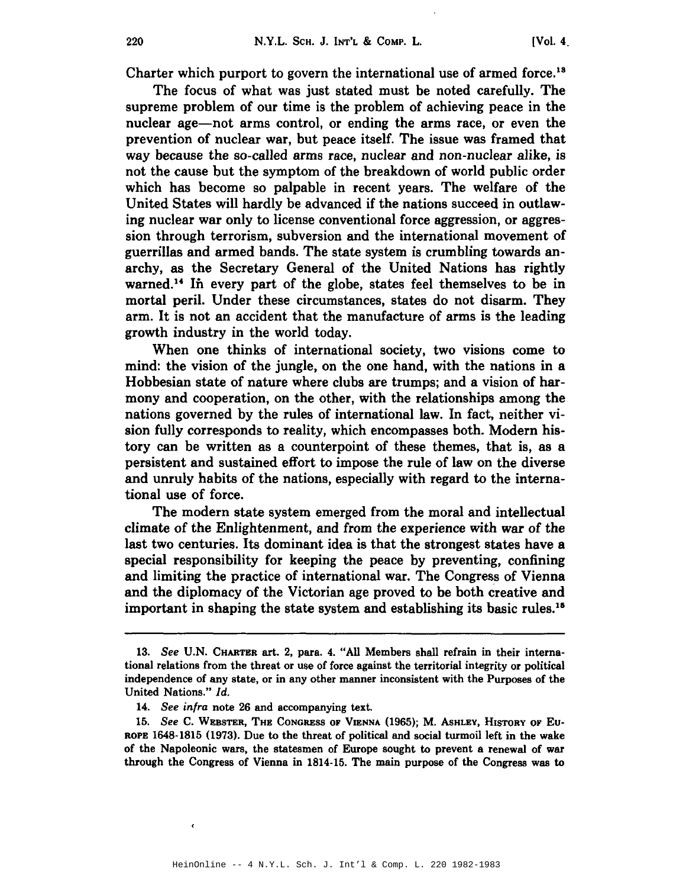Charter which purport to govern the international use of armed force.[13]

The focus of what was just stated must be noted carefully. The supreme problem of our time is the problem of achieving peace in the nuclear age—not arms control, or ending the arms race, or even the prevention of nuclear war, but peace itself. The issue was framed that way because the so-called arms race, nuclear and non-nuclear alike, is not the cause but the symptom of the breakdown of world public order which has become so palpable in recent years. The welfare of the United States will hardly be advanced if the nations succeed in outlawing nuclear war only to license conventional force aggression, or aggression through terrorism, subversion and the international movement of guerrillas and armed bands. The state system is crumbling towards anarchy, as the Secretary General of the United Nations has rightly warned.[14] In every part of the globe, states feel themselves to be in mortal peril. Under these circumstances, states do not disarm. They arm. It is not an accident that the manufacture of arms is the leading growth industry in the world today.

When one thinks of international society, two visions come to mind: the vision of the jungle, on the one hand, with the nations in a Hobbesian state of nature where clubs are trumps; and a vision of harmony and cooperation, on the other, with the relationships among the nations governed by the rules of international law. In fact, neither vision fully corresponds to reality, which encompasses both. Modern history can be written as a counterpoint of these themes, that is, as a persistent and sustained effort to impose the rule of law on the diverse and unruly habits of the nations, especially with regard to the international use of force.

The modern state system emerged from the moral and intellectual climate of the Enlightenment, and from the experience with war of the last two centuries. Its dominant idea is that the strongest states have a special responsibility for keeping the peace by preventing, confining and limiting the practice of international war. The Congress of Vienna and the diplomacy of the Victorian age proved to be both creative and important in shaping the state system and establishing its basic rules.[15]

---

13. *See* U.N. CHARTER art. 2, para. 4. "All Members shall refrain in their international relations from the threat or use of force against the territorial integrity or political independence of any state, or in any other manner inconsistent with the Purposes of the United Nations." *Id.*

14. *See infra* note 26 and accompanying text.

15. *See* C. WEBSTER, THE CONGRESS OF VIENNA (1965); M. ASHLEY, HISTORY OF EUROPE 1648-1815 (1973). Due to the threat of political and social turmoil left in the wake of the Napoleonic wars, the statesmen of Europe sought to prevent a renewal of war through the Congress of Vienna in 1814-15. The main purpose of the Congress was to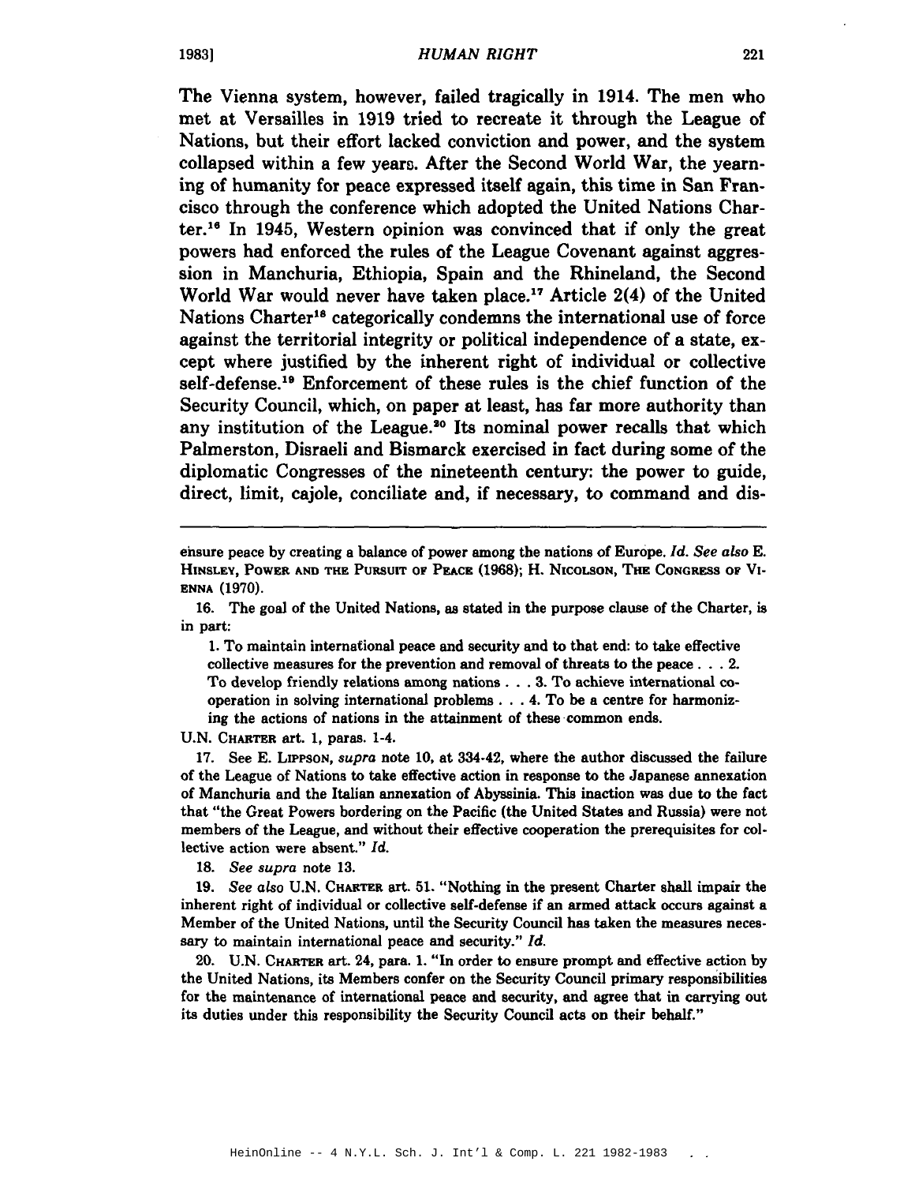The Vienna system, however, failed tragically in 1914. The men who met at Versailles in 1919 tried to recreate it through the League of Nations, but their effort lacked conviction and power, and the system collapsed within a few years. After the Second World War, the yearning of humanity for peace expressed itself again, this time in San Francisco through the conference which adopted the United Nations Charter.[16] In 1945, Western opinion was convinced that if only the great powers had enforced the rules of the League Covenant against aggression in Manchuria, Ethiopia, Spain and the Rhineland, the Second World War would never have taken place.[17] Article 2(4) of the United Nations Charter[18] categorically condemns the international use of force against the territorial integrity or political independence of a state, except where justified by the inherent right of individual or collective self-defense.[19] Enforcement of these rules is the chief function of the Security Council, which, on paper at least, has far more authority than any institution of the League.[20] Its nominal power recalls that which Palmerston, Disraeli and Bismarck exercised in fact during some of the diplomatic Congresses of the nineteenth century: the power to guide, direct, limit, cajole, conciliate and, if necessary, to command and dis-

---

ensure peace by creating a balance of power among the nations of Europe. *Id. See also* E. Hinsley, Power and the Pursuit of Peace (1968); H. Nicolson, The Congress of Vienna (1970).

16. The goal of the United Nations, as stated in the purpose clause of the Charter, is in part:

> 1. To maintain international peace and security and to that end: to take effective collective measures for the prevention and removal of threats to the peace . . . 2. To develop friendly relations among nations . . . 3. To achieve international cooperation in solving international problems . . . 4. To be a centre for harmonizing the actions of nations in the attainment of these common ends.

U.N. Charter art. 1, paras. 1-4.

17. See E. Lippson, *supra* note 10, at 334-42, where the author discussed the failure of the League of Nations to take effective action in response to the Japanese annexation of Manchuria and the Italian annexation of Abyssinia. This inaction was due to the fact that "the Great Powers bordering on the Pacific (the United States and Russia) were not members of the League, and without their effective cooperation the prerequisites for collective action were absent." *Id.*

18. *See supra* note 13.

19. *See also* U.N. Charter art. 51. "Nothing in the present Charter shall impair the inherent right of individual or collective self-defense if an armed attack occurs against a Member of the United Nations, until the Security Council has taken the measures necessary to maintain international peace and security." *Id.*

20. U.N. Charter art. 24, para. 1. "In order to ensure prompt and effective action by the United Nations, its Members confer on the Security Council primary responsibilities for the maintenance of international peace and security, and agree that in carrying out its duties under this responsibility the Security Council acts on their behalf."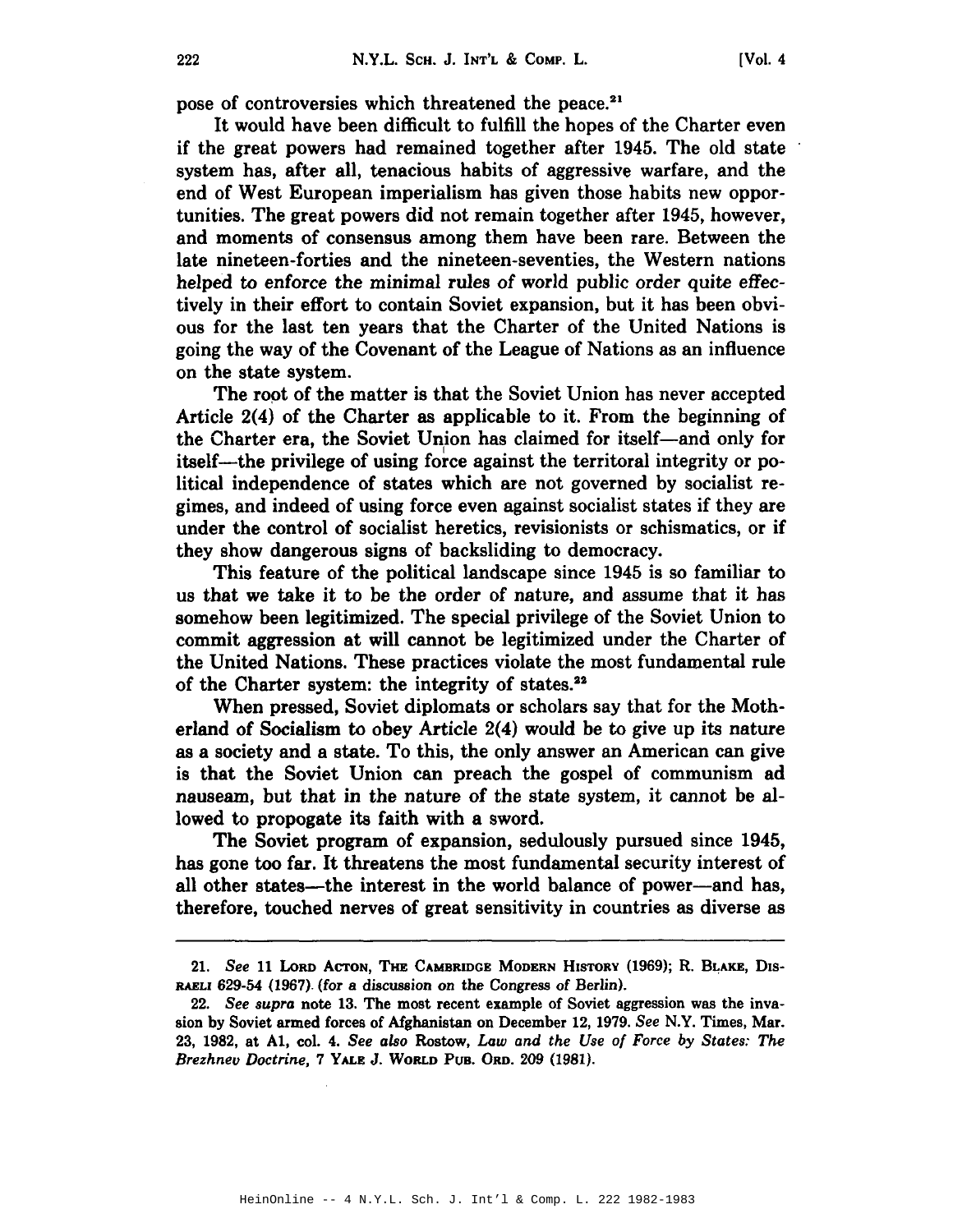pose of controversies which threatened the peace.[21]

It would have been difficult to fulfill the hopes of the Charter even if the great powers had remained together after 1945. The old state system has, after all, tenacious habits of aggressive warfare, and the end of West European imperialism has given those habits new opportunities. The great powers did not remain together after 1945, however, and moments of consensus among them have been rare. Between the late nineteen-forties and the nineteen-seventies, the Western nations helped to enforce the minimal rules of world public order quite effectively in their effort to contain Soviet expansion, but it has been obvious for the last ten years that the Charter of the United Nations is going the way of the Covenant of the League of Nations as an influence on the state system.

The root of the matter is that the Soviet Union has never accepted Article 2(4) of the Charter as applicable to it. From the beginning of the Charter era, the Soviet Union has claimed for itself—and only for itself—the privilege of using force against the territoral integrity or political independence of states which are not governed by socialist regimes, and indeed of using force even against socialist states if they are under the control of socialist heretics, revisionists or schismatics, or if they show dangerous signs of backsliding to democracy.

This feature of the political landscape since 1945 is so familiar to us that we take it to be the order of nature, and assume that it has somehow been legitimized. The special privilege of the Soviet Union to commit aggression at will cannot be legitimized under the Charter of the United Nations. These practices violate the most fundamental rule of the Charter system: the integrity of states.[22]

When pressed, Soviet diplomats or scholars say that for the Motherland of Socialism to obey Article 2(4) would be to give up its nature as a society and a state. To this, the only answer an American can give is that the Soviet Union can preach the gospel of communism ad nauseam, but that in the nature of the state system, it cannot be allowed to propogate its faith with a sword.

The Soviet program of expansion, sedulously pursued since 1945, has gone too far. It threatens the most fundamental security interest of all other states—the interest in the world balance of power—and has, therefore, touched nerves of great sensitivity in countries as diverse as

---

21. *See* 11 LORD ACTON, THE CAMBRIDGE MODERN HISTORY (1969); R. BLAKE, DISRAELI 629-54 (1967). (for a discussion on the Congress of Berlin).

22. *See supra* note 13. The most recent example of Soviet aggression was the invasion by Soviet armed forces of Afghanistan on December 12, 1979. *See* N.Y. Times, Mar. 23, 1982, at A1, col. 4. *See also* Rostow, *Law and the Use of Force by States: The Brezhnev Doctrine*, 7 YALE J. WORLD PUB. ORD. 209 (1981).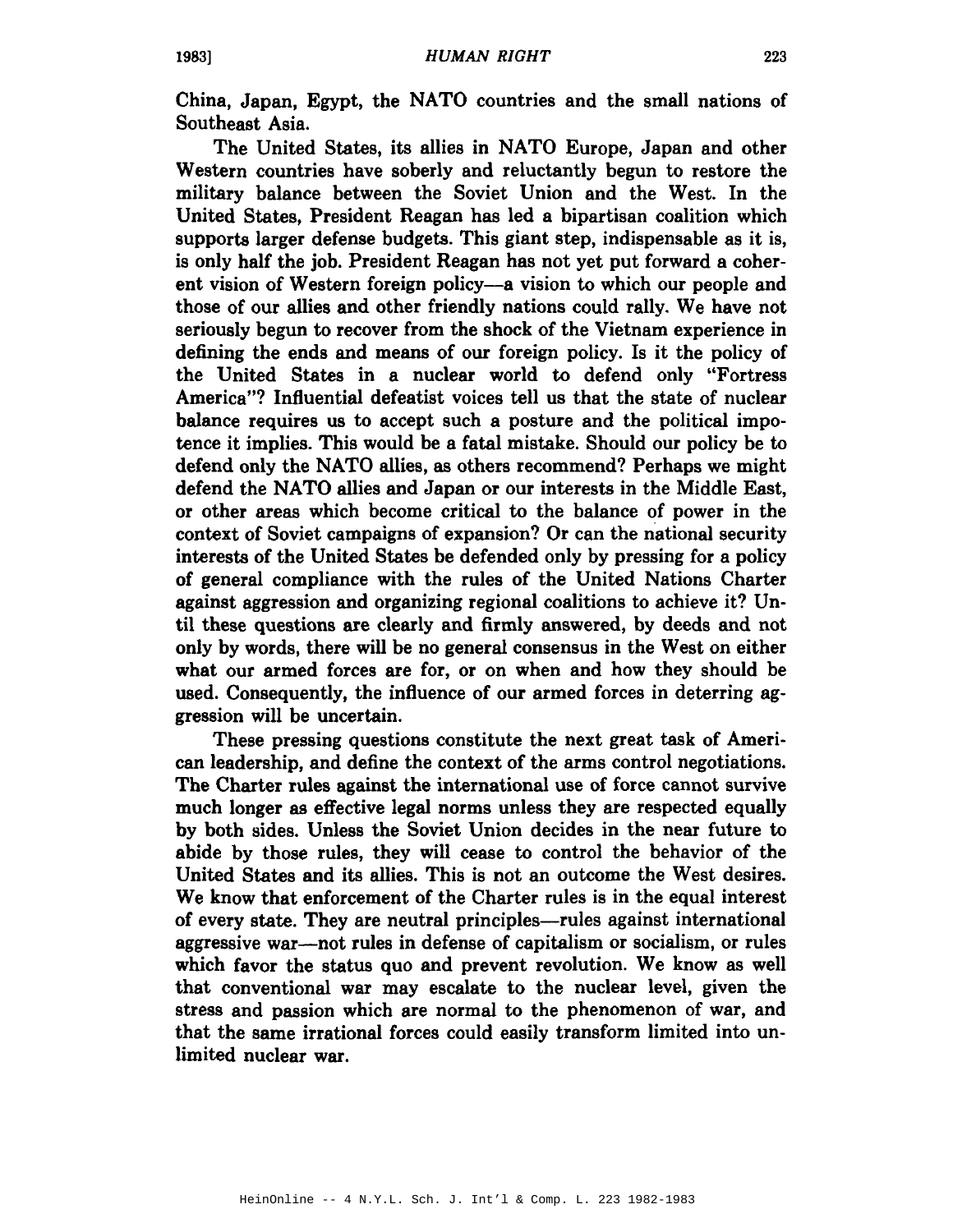China, Japan, Egypt, the NATO countries and the small nations of Southeast Asia.

The United States, its allies in NATO Europe, Japan and other Western countries have soberly and reluctantly begun to restore the military balance between the Soviet Union and the West. In the United States, President Reagan has led a bipartisan coalition which supports larger defense budgets. This giant step, indispensable as it is, is only half the job. President Reagan has not yet put forward a coherent vision of Western foreign policy—a vision to which our people and those of our allies and other friendly nations could rally. We have not seriously begun to recover from the shock of the Vietnam experience in defining the ends and means of our foreign policy. Is it the policy of the United States in a nuclear world to defend only "Fortress America"? Influential defeatist voices tell us that the state of nuclear balance requires us to accept such a posture and the political impotence it implies. This would be a fatal mistake. Should our policy be to defend only the NATO allies, as others recommend? Perhaps we might defend the NATO allies and Japan or our interests in the Middle East, or other areas which become critical to the balance of power in the context of Soviet campaigns of expansion? Or can the national security interests of the United States be defended only by pressing for a policy of general compliance with the rules of the United Nations Charter against aggression and organizing regional coalitions to achieve it? Until these questions are clearly and firmly answered, by deeds and not only by words, there will be no general consensus in the West on either what our armed forces are for, or on when and how they should be used. Consequently, the influence of our armed forces in deterring aggression will be uncertain.

These pressing questions constitute the next great task of American leadership, and define the context of the arms control negotiations. The Charter rules against the international use of force cannot survive much longer as effective legal norms unless they are respected equally by both sides. Unless the Soviet Union decides in the near future to abide by those rules, they will cease to control the behavior of the United States and its allies. This is not an outcome the West desires. We know that enforcement of the Charter rules is in the equal interest of every state. They are neutral principles—rules against international aggressive war—not rules in defense of capitalism or socialism, or rules which favor the status quo and prevent revolution. We know as well that conventional war may escalate to the nuclear level, given the stress and passion which are normal to the phenomenon of war, and that the same irrational forces could easily transform limited into unlimited nuclear war.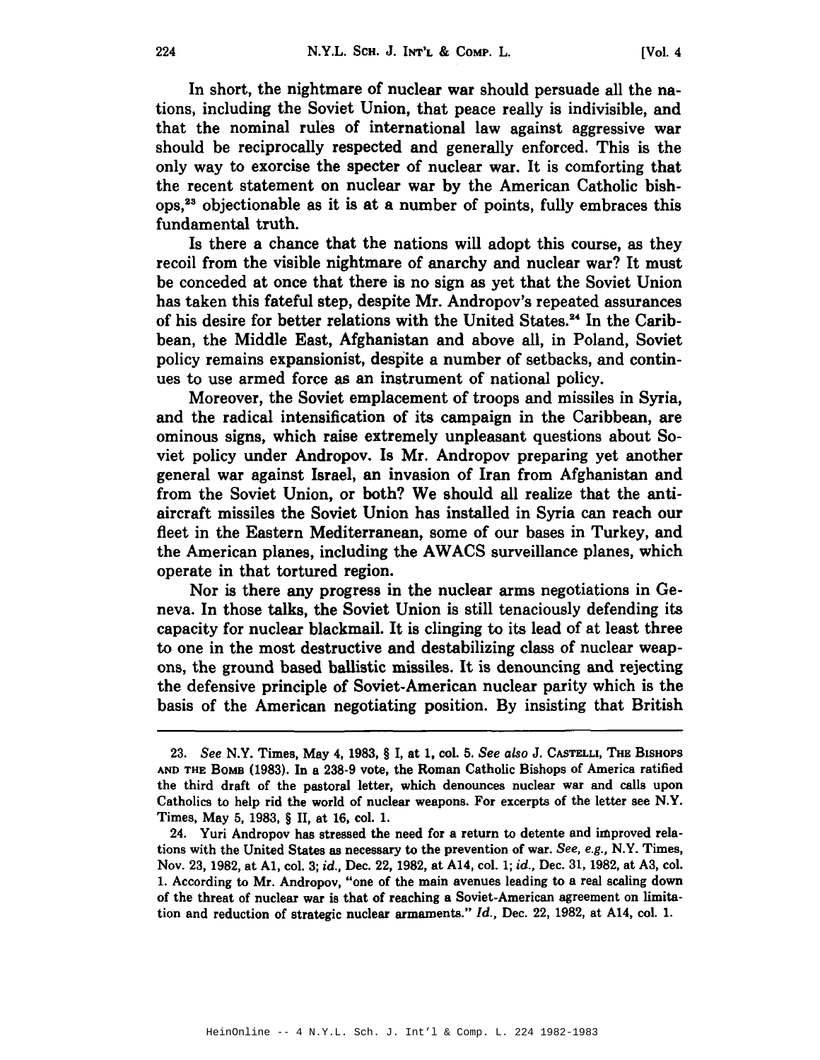In short, the nightmare of nuclear war should persuade all the nations, including the Soviet Union, that peace really is indivisible, and that the nominal rules of international law against aggressive war should be reciprocally respected and generally enforced. This is the only way to exorcise the specter of nuclear war. It is comforting that the recent statement on nuclear war by the American Catholic bishops,[23] objectionable as it is at a number of points, fully embraces this fundamental truth.

Is there a chance that the nations will adopt this course, as they recoil from the visible nightmare of anarchy and nuclear war? It must be conceded at once that there is no sign as yet that the Soviet Union has taken this fateful step, despite Mr. Andropov's repeated assurances of his desire for better relations with the United States.[24] In the Caribbean, the Middle East, Afghanistan and above all, in Poland, Soviet policy remains expansionist, despite a number of setbacks, and continues to use armed force as an instrument of national policy.

Moreover, the Soviet emplacement of troops and missiles in Syria, and the radical intensification of its campaign in the Caribbean, are ominous signs, which raise extremely unpleasant questions about Soviet policy under Andropov. Is Mr. Andropov preparing yet another general war against Israel, an invasion of Iran from Afghanistan and from the Soviet Union, or both? We should all realize that the anti-aircraft missiles the Soviet Union has installed in Syria can reach our fleet in the Eastern Mediterranean, some of our bases in Turkey, and the American planes, including the AWACS surveillance planes, which operate in that tortured region.

Nor is there any progress in the nuclear arms negotiations in Geneva. In those talks, the Soviet Union is still tenaciously defending its capacity for nuclear blackmail. It is clinging to its lead of at least three to one in the most destructive and destabilizing class of nuclear weapons, the ground based ballistic missiles. It is denouncing and rejecting the defensive principle of Soviet-American nuclear parity which is the basis of the American negotiating position. By insisting that British

---

23. *See* N.Y. Times, May 4, 1983, § I, at 1, col. 5. *See also* J. CASTELLI, THE BISHOPS AND THE BOMB (1983). In a 238-9 vote, the Roman Catholic Bishops of America ratified the third draft of the pastoral letter, which denounces nuclear war and calls upon Catholics to help rid the world of nuclear weapons. For excerpts of the letter see N.Y. Times, May 5, 1983, § II, at 16, col. 1.

24. Yuri Andropov has stressed the need for a return to detente and improved relations with the United States as necessary to the prevention of war. *See, e.g.*, N.Y. Times, Nov. 23, 1982, at A1, col. 3; *id.*, Dec. 22, 1982, at A14, col. 1; *id.*, Dec. 31, 1982, at A3, col. 1. According to Mr. Andropov, "one of the main avenues leading to a real scaling down of the threat of nuclear war is that of reaching a Soviet-American agreement on limitation and reduction of strategic nuclear armaments." *Id.*, Dec. 22, 1982, at A14, col. 1.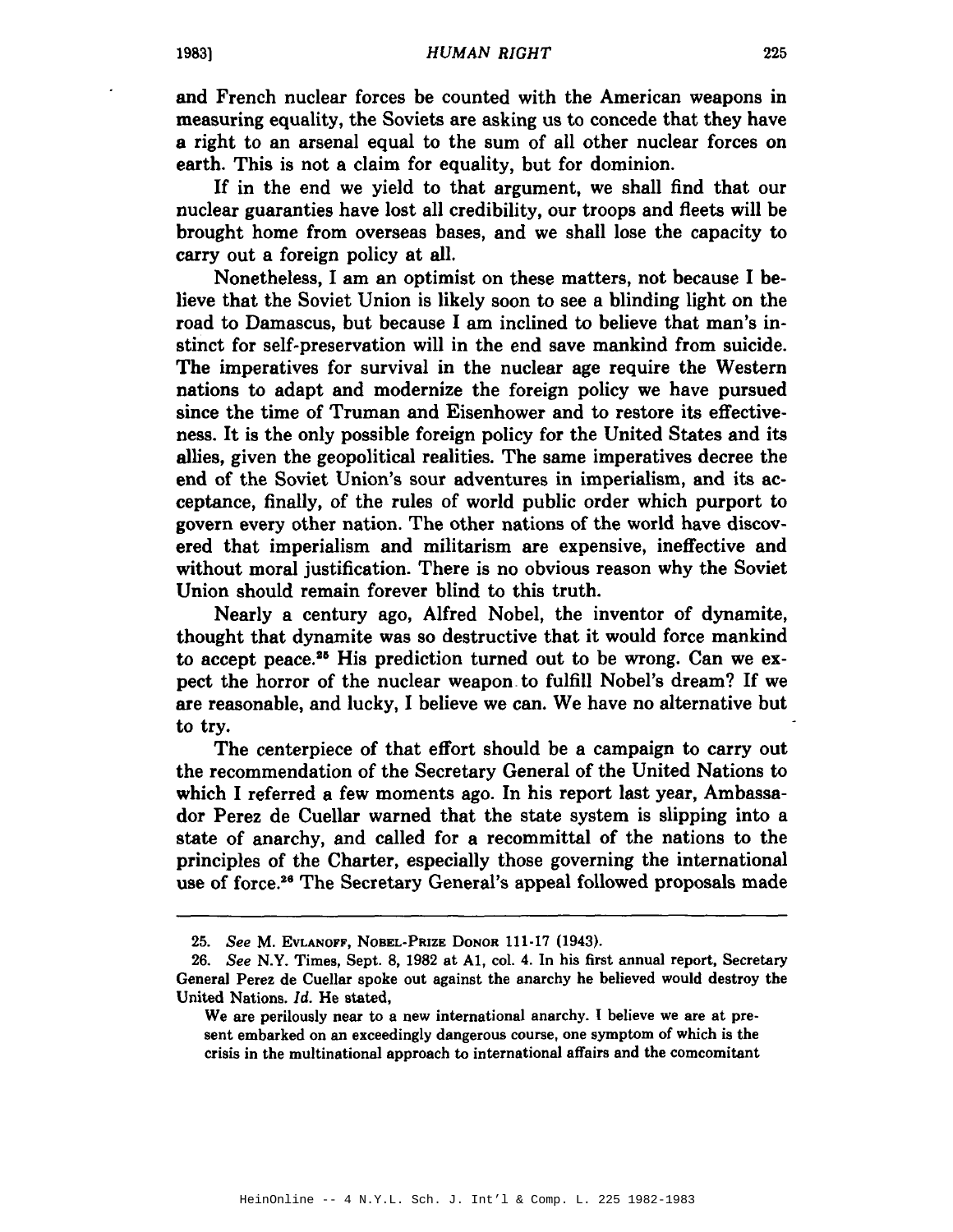and French nuclear forces be counted with the American weapons in measuring equality, the Soviets are asking us to concede that they have a right to an arsenal equal to the sum of all other nuclear forces on earth. This is not a claim for equality, but for dominion.

If in the end we yield to that argument, we shall find that our nuclear guaranties have lost all credibility, our troops and fleets will be brought home from overseas bases, and we shall lose the capacity to carry out a foreign policy at all.

Nonetheless, I am an optimist on these matters, not because I believe that the Soviet Union is likely soon to see a blinding light on the road to Damascus, but because I am inclined to believe that man's instinct for self-preservation will in the end save mankind from suicide. The imperatives for survival in the nuclear age require the Western nations to adapt and modernize the foreign policy we have pursued since the time of Truman and Eisenhower and to restore its effectiveness. It is the only possible foreign policy for the United States and its allies, given the geopolitical realities. The same imperatives decree the end of the Soviet Union's sour adventures in imperialism, and its acceptance, finally, of the rules of world public order which purport to govern every other nation. The other nations of the world have discovered that imperialism and militarism are expensive, ineffective and without moral justification. There is no obvious reason why the Soviet Union should remain forever blind to this truth.

Nearly a century ago, Alfred Nobel, the inventor of dynamite, thought that dynamite was so destructive that it would force mankind to accept peace.[25] His prediction turned out to be wrong. Can we expect the horror of the nuclear weapon to fulfill Nobel's dream? If we are reasonable, and lucky, I believe we can. We have no alternative but to try.

The centerpiece of that effort should be a campaign to carry out the recommendation of the Secretary General of the United Nations to which I referred a few moments ago. In his report last year, Ambassador Perez de Cuellar warned that the state system is slipping into a state of anarchy, and called for a recommittal of the nations to the principles of the Charter, especially those governing the international use of force.[26] The Secretary General's appeal followed proposals made

---

25. *See* M. EVLANOFF, NOBEL-PRIZE DONOR 111-17 (1943).

26. *See* N.Y. Times, Sept. 8, 1982 at A1, col. 4. In his first annual report, Secretary General Perez de Cuellar spoke out against the anarchy he believed would destroy the United Nations. *Id.* He stated,

> We are perilously near to a new international anarchy. I believe we are at present embarked on an exceedingly dangerous course, one symptom of which is the crisis in the multinational approach to international affairs and the comcomitant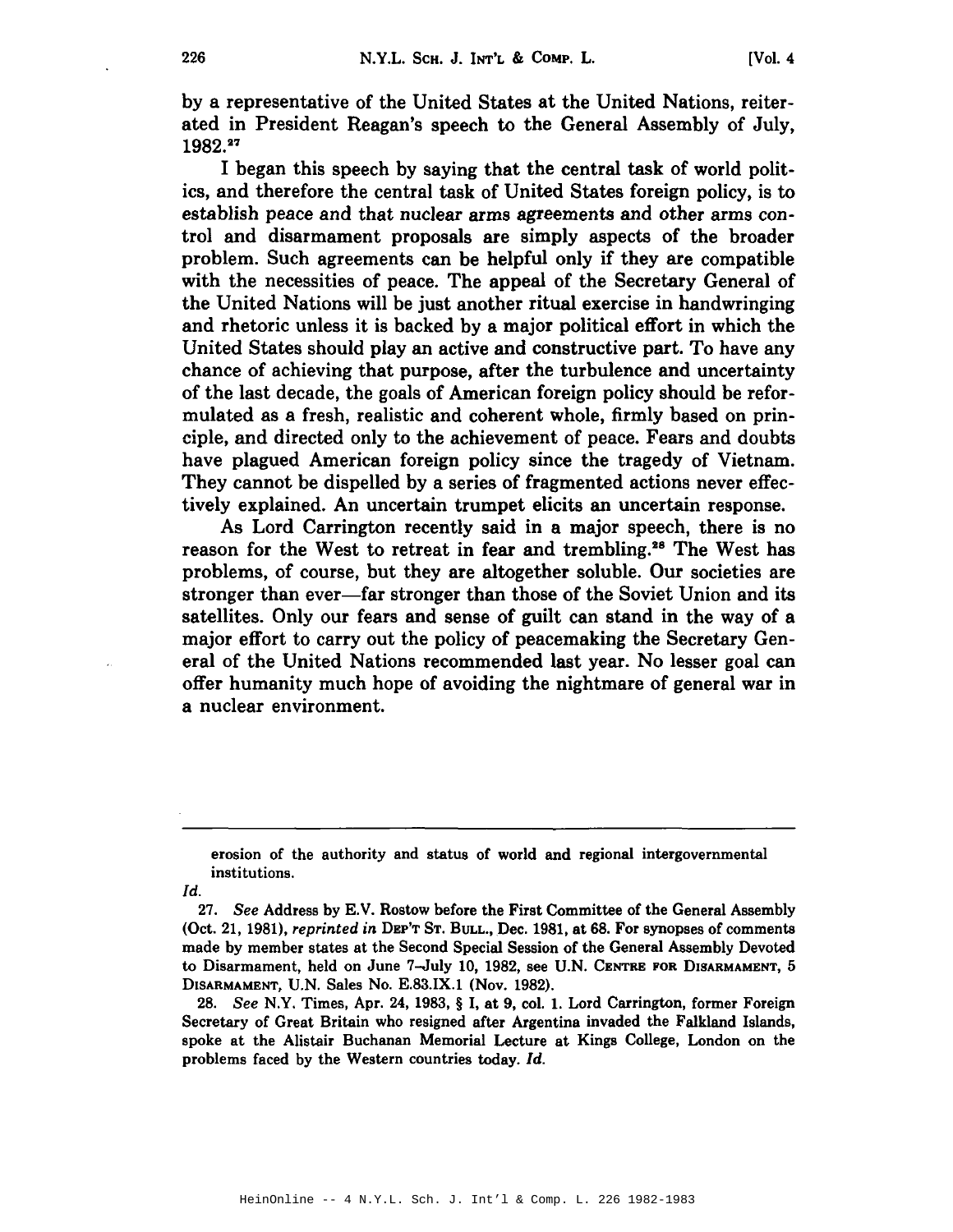by a representative of the United States at the United Nations, reiterated in President Reagan's speech to the General Assembly of July, 1982.[27]

I began this speech by saying that the central task of world politics, and therefore the central task of United States foreign policy, is to establish peace and that nuclear arms agreements and other arms control and disarmament proposals are simply aspects of the broader problem. Such agreements can be helpful only if they are compatible with the necessities of peace. The appeal of the Secretary General of the United Nations will be just another ritual exercise in handwringing and rhetoric unless it is backed by a major political effort in which the United States should play an active and constructive part. To have any chance of achieving that purpose, after the turbulence and uncertainty of the last decade, the goals of American foreign policy should be reformulated as a fresh, realistic and coherent whole, firmly based on principle, and directed only to the achievement of peace. Fears and doubts have plagued American foreign policy since the tragedy of Vietnam. They cannot be dispelled by a series of fragmented actions never effectively explained. An uncertain trumpet elicits an uncertain response.

As Lord Carrington recently said in a major speech, there is no reason for the West to retreat in fear and trembling.[28] The West has problems, of course, but they are altogether soluble. Our societies are stronger than ever—far stronger than those of the Soviet Union and its satellites. Only our fears and sense of guilt can stand in the way of a major effort to carry out the policy of peacemaking the Secretary General of the United Nations recommended last year. No lesser goal can offer humanity much hope of avoiding the nightmare of general war in a nuclear environment.

---

> erosion of the authority and status of world and regional intergovernmental institutions.

*Id.*

27. *See* Address by E.V. Rostow before the First Committee of the General Assembly (Oct. 21, 1981), *reprinted in* DEP'T ST. BULL., Dec. 1981, at 68. For synopses of comments made by member states at the Second Special Session of the General Assembly Devoted to Disarmament, held on June 7–July 10, 1982, see U.N. CENTRE FOR DISARMAMENT, 5 DISARMAMENT, U.N. Sales No. E.83.IX.1 (Nov. 1982).

28. *See* N.Y. Times, Apr. 24, 1983, § I, at 9, col. 1. Lord Carrington, former Foreign Secretary of Great Britain who resigned after Argentina invaded the Falkland Islands, spoke at the Alistair Buchanan Memorial Lecture at Kings College, London on the problems faced by the Western countries today. *Id.*